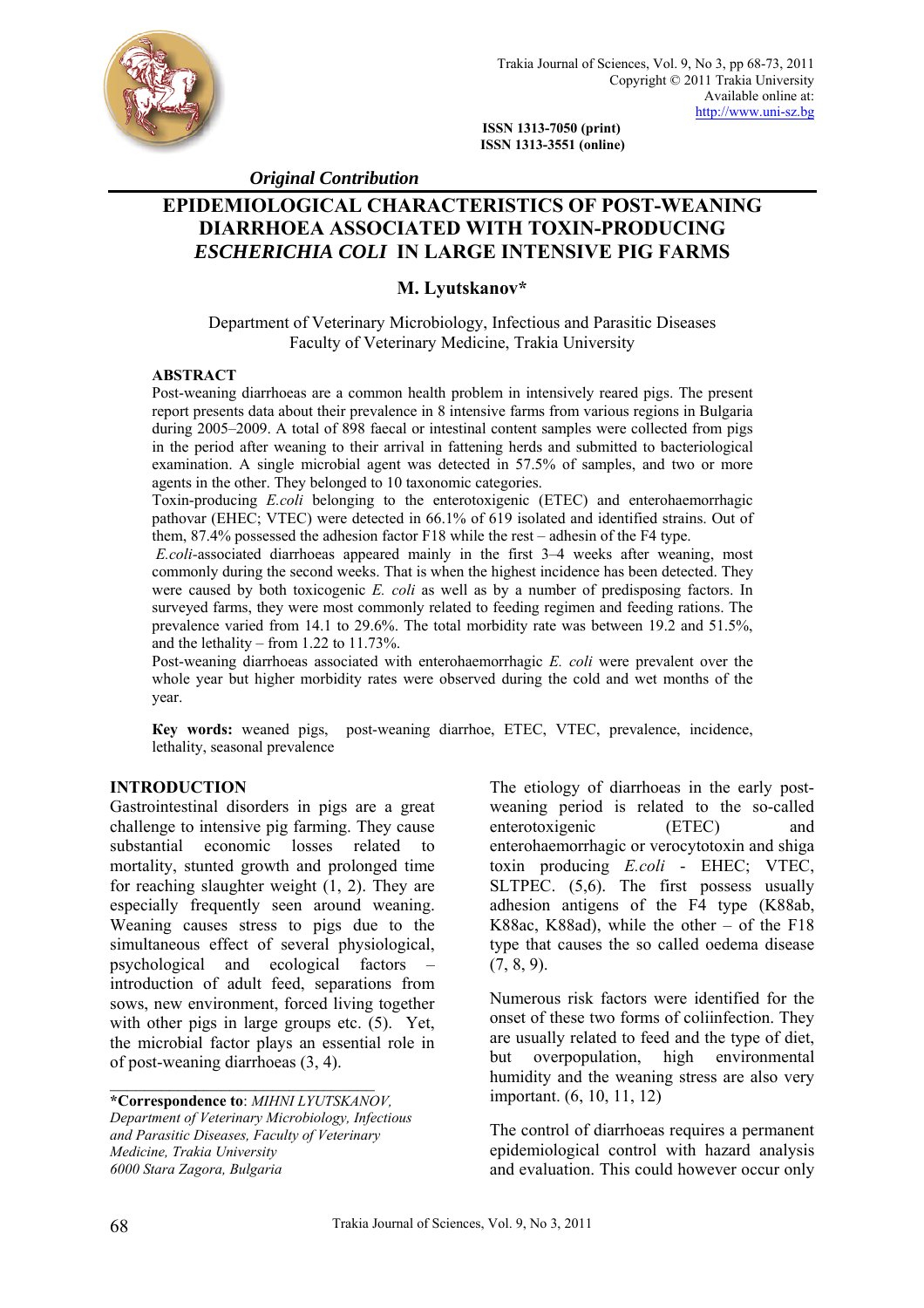*Original Contribution*

# EPIDEMIOLOGICAL CHARACTERISTICS OF POST-WEANING DIARRHOEA ASSOCIATED WITH TOXIN-PRODUCING *ESCHERICHIA COLI* IN LARGE INTENSIVE PIG FARMS

## M. Lyutskanov*

Department of Veterinary Microbiology, Infectious and Parasitic Diseases
Faculty of Veterinary Medicine, Trakia University

### ABSTRACT

Post-weaning diarrhoeas are a common health problem in intensively reared pigs. The present report presents data about their prevalence in 8 intensive farms from various regions in Bulgaria during 2005–2009. A total of 898 faecal or intestinal content samples were collected from pigs in the period after weaning to their arrival in fattening herds and submitted to bacteriological examination. A single microbial agent was detected in 57.5% of samples, and two or more agents in the other. They belonged to 10 taxonomic categories.

Toxin-producing *E.coli* belonging to the enterotoxigenic (ETEC) and enterohaemorrhagic pathovar (EHEC; VTEC) were detected in 66.1% of 619 isolated and identified strains. Out of them, 87.4% possessed the adhesion factor F18 while the rest – adhesin of the F4 type.

*E.coli*-associated diarrhoeas appeared mainly in the first 3–4 weeks after weaning, most commonly during the second weeks. That is when the highest incidence has been detected. They were caused by both toxicogenic *E. coli* as well as by a number of predisposing factors. In surveyed farms, they were most commonly related to feeding regimen and feeding rations. The prevalence varied from 14.1 to 29.6%. The total morbidity rate was between 19.2 and 51.5%, and the lethality – from 1.22 to 11.73%.

Post-weaning diarrhoeas associated with enterohaemorrhagic *E. coli* were prevalent over the whole year but higher morbidity rates were observed during the cold and wet months of the year.

**Key words:** weaned pigs, post-weaning diarrhoe, ETEC, VTEC, prevalence, incidence, lethality, seasonal prevalence

### INTRODUCTION

Gastrointestinal disorders in pigs are a great challenge to intensive pig farming. They cause substantial economic losses related to mortality, stunted growth and prolonged time for reaching slaughter weight (1, 2). They are especially frequently seen around weaning. Weaning causes stress to pigs due to the simultaneous effect of several physiological, psychological and ecological factors – introduction of adult feed, separations from sows, new environment, forced living together with other pigs in large groups etc. (5). Yet, the microbial factor plays an essential role in of post-weaning diarrhoeas (3, 4).

The etiology of diarrhoeas in the early post-weaning period is related to the so-called enterotoxigenic (ETEC) and enterohaemorrhagic or verocytotoxin and shiga toxin producing *E.coli* - EHEC; VTEC, SLTPEC. (5,6). The first possess usually adhesion antigens of the F4 type (K88ab, K88ac, K88ad), while the other – of the F18 type that causes the so called oedema disease (7, 8, 9).

Numerous risk factors were identified for the onset of these two forms of coliinfection. They are usually related to feed and the type of diet, but overpopulation, high environmental humidity and the weaning stress are also very important. (6, 10, 11, 12)

The control of diarrhoeas requires a permanent epidemiological control with hazard analysis and evaluation. This could however occur only

---

***Correspondence to**: *MIHNI LYUTSKANOV, Department of Veterinary Microbiology, Infectious and Parasitic Diseases, Faculty of Veterinary Medicine, Trakia University 6000 Stara Zagora, Bulgaria*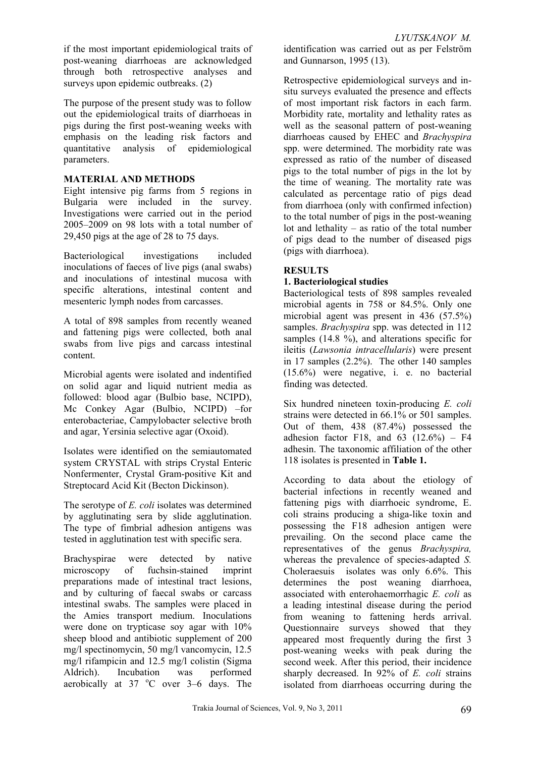if the most important epidemiological traits of post-weaning diarrhoeas are acknowledged through both retrospective analyses and surveys upon epidemic outbreaks. (2)

The purpose of the present study was to follow out the epidemiological traits of diarrhoeas in pigs during the first post-weaning weeks with emphasis on the leading risk factors and quantitative analysis of epidemiological parameters.

## MATERIAL AND METHODS

Eight intensive pig farms from 5 regions in Bulgaria were included in the survey. Investigations were carried out in the period 2005–2009 on 98 lots with a total number of 29,450 pigs at the age of 28 to 75 days.

Bacteriological investigations included inoculations of faeces of live pigs (anal swabs) and inoculations of intestinal mucosa with specific alterations, intestinal content and mesenteric lymph nodes from carcasses.

A total of 898 samples from recently weaned and fattening pigs were collected, both anal swabs from live pigs and carcass intestinal content.

Microbial agents were isolated and indentified on solid agar and liquid nutrient media as followed: blood agar (Bulbio base, NCIPD), Mc Conkey Agar (Bulbio, NCIPD) –for enterobacteriae, Campylobacter selective broth and agar, Yersinia selective agar (Oxoid).

Isolates were identified on the semiautomated system CRYSTAL with strips Crystal Enteric Nonfermenter, Crystal Gram-positive Kit and Streptocard Acid Kit (Becton Dickinson).

The serotype of *E. coli* isolates was determined by agglutinating sera by slide agglutination. The type of fimbrial adhesion antigens was tested in agglutination test with specific sera.

Brachyspirae were detected by native microscopy of fuchsin-stained imprint preparations made of intestinal tract lesions, and by culturing of faecal swabs or carcass intestinal swabs. The samples were placed in the Amies transport medium. Inoculations were done on trypticase soy agar with 10% sheep blood and antibiotic supplement of 200 mg/l spectinomycin, 50 mg/l vancomycin, 12.5 mg/l rifampicin and 12.5 mg/l colistin (Sigma Aldrich). Incubation was performed aerobically at 37 °C over 3–6 days. The identification was carried out as per Felström and Gunnarson, 1995 (13).

Retrospective epidemiological surveys and in-situ surveys evaluated the presence and effects of most important risk factors in each farm. Morbidity rate, mortality and lethality rates as well as the seasonal pattern of post-weaning diarrhoeas caused by EHEC and *Brachyspira* spp. were determined. The morbidity rate was expressed as ratio of the number of diseased pigs to the total number of pigs in the lot by the time of weaning. The mortality rate was calculated as percentage ratio of pigs dead from diarrhoea (only with confirmed infection) to the total number of pigs in the post-weaning lot and lethality – as ratio of the total number of pigs dead to the number of diseased pigs (pigs with diarrhoea).

## RESULTS

### 1. Bacteriological studies

Bacteriological tests of 898 samples revealed microbial agents in 758 or 84.5%. Only one microbial agent was present in 436 (57.5%) samples. *Brachyspira* spp. was detected in 112 samples (14.8 %), and alterations specific for ileitis (*Lawsonia intracellularis*) were present in 17 samples (2.2%). The other 140 samples (15.6%) were negative, i. e. no bacterial finding was detected.

Six hundred nineteen toxin-producing *E. coli* strains were detected in 66.1% or 501 samples. Out of them, 438 (87.4%) possessed the adhesion factor F18, and 63 (12.6%) – F4 adhesin. The taxonomic affiliation of the other 118 isolates is presented in **Table 1.**

According to data about the etiology of bacterial infections in recently weaned and fattening pigs with diarrhoeic syndrome, E. coli strains producing a shiga-like toxin and possessing the F18 adhesion antigen were prevailing. On the second place came the representatives of the genus *Brachyspira,* whereas the prevalence of species-adapted *S.* Choleraesuis isolates was only 6.6%. This determines the post weaning diarrhoea, associated with enterohaemorrhagic *E. coli* as a leading intestinal disease during the period from weaning to fattening herds arrival. Questionnaire surveys showed that they appeared most frequently during the first 3 post-weaning weeks with peak during the second week. After this period, their incidence sharply decreased. In 92% of *E. coli* strains isolated from diarrhoeas occurring during the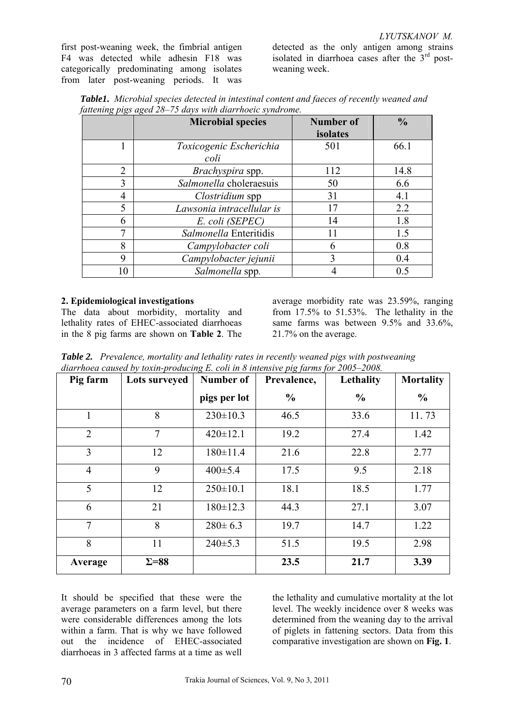first post-weaning week, the fimbrial antigen F4 was detected while adhesin F18 was categorically predominating among isolates from later post-weaning periods. It was detected as the only antigen among strains isolated in diarrhoea cases after the 3rd post-weaning week.

***Table1.*** *Microbial species detected in intestinal content and faeces of recently weaned and fattening pigs aged 28–75 days with diarrhoeic syndrome.*

| | Microbial species | Number of isolates | % |
|---|---|---|---|
| 1 | *Toxicogenic Escherichia coli* | 501 | 66.1 |
| 2 | *Brachyspira* spp. | 112 | 14.8 |
| 3 | *Salmonella* choleraesuis | 50 | 6.6 |
| 4 | *Clostridium* spp | 31 | 4.1 |
| 5 | *Lawsonia intracellular is* | 17 | 2.2 |
| 6 | *E. coli (SEPEC)* | 14 | 1.8 |
| 7 | *Salmonella* Enteritidis | 11 | 1.5 |
| 8 | *Campylobacter coli* | 6 | 0.8 |
| 9 | *Campylobacter jejunii* | 3 | 0.4 |
| 10 | *Salmonella* spp. | 4 | 0.5 |

**2. Epidemiological investigations**

The data about morbidity, mortality and lethality rates of EHEC-associated diarrhoeas in the 8 pig farms are shown on **Table 2**. The average morbidity rate was 23.59%, ranging from 17.5% to 51.53%. The lethality in the same farms was between 9.5% and 33.6%, 21.7% on the average.

***Table 2.*** *Prevalence, mortality and lethality rates in recently weaned pigs with postweaning diarrhoea caused by toxin-producing E. coli in 8 intensive pig farms for 2005–2008.*

| Pig farm | Lots surveyed | Number of pigs per lot | Prevalence, % | Lethality % | Mortality % |
|---|---|---|---|---|---|
| 1 | 8 | 230±10.3 | 46.5 | 33.6 | 11. 73 |
| 2 | 7 | 420±12.1 | 19.2 | 27.4 | 1.42 |
| 3 | 12 | 180±11.4 | 21.6 | 22.8 | 2.77 |
| 4 | 9 | 400±5.4 | 17.5 | 9.5 | 2.18 |
| 5 | 12 | 250±10.1 | 18.1 | 18.5 | 1.77 |
| 6 | 21 | 180±12.3 | 44.3 | 27.1 | 3.07 |
| 7 | 8 | 280± 6.3 | 19.7 | 14.7 | 1.22 |
| 8 | 11 | 240±5.3 | 51.5 | 19.5 | 2.98 |
| **Average** | **Σ=88** | | **23.5** | **21.7** | **3.39** |

It should be specified that these were the average parameters on a farm level, but there were considerable differences among the lots within a farm. That is why we have followed out the incidence of EHEC-associated diarrhoeas in 3 affected farms at a time as well the lethality and cumulative mortality at the lot level. The weekly incidence over 8 weeks was determined from the weaning day to the arrival of piglets in fattening sectors. Data from this comparative investigation are shown on **Fig. 1**.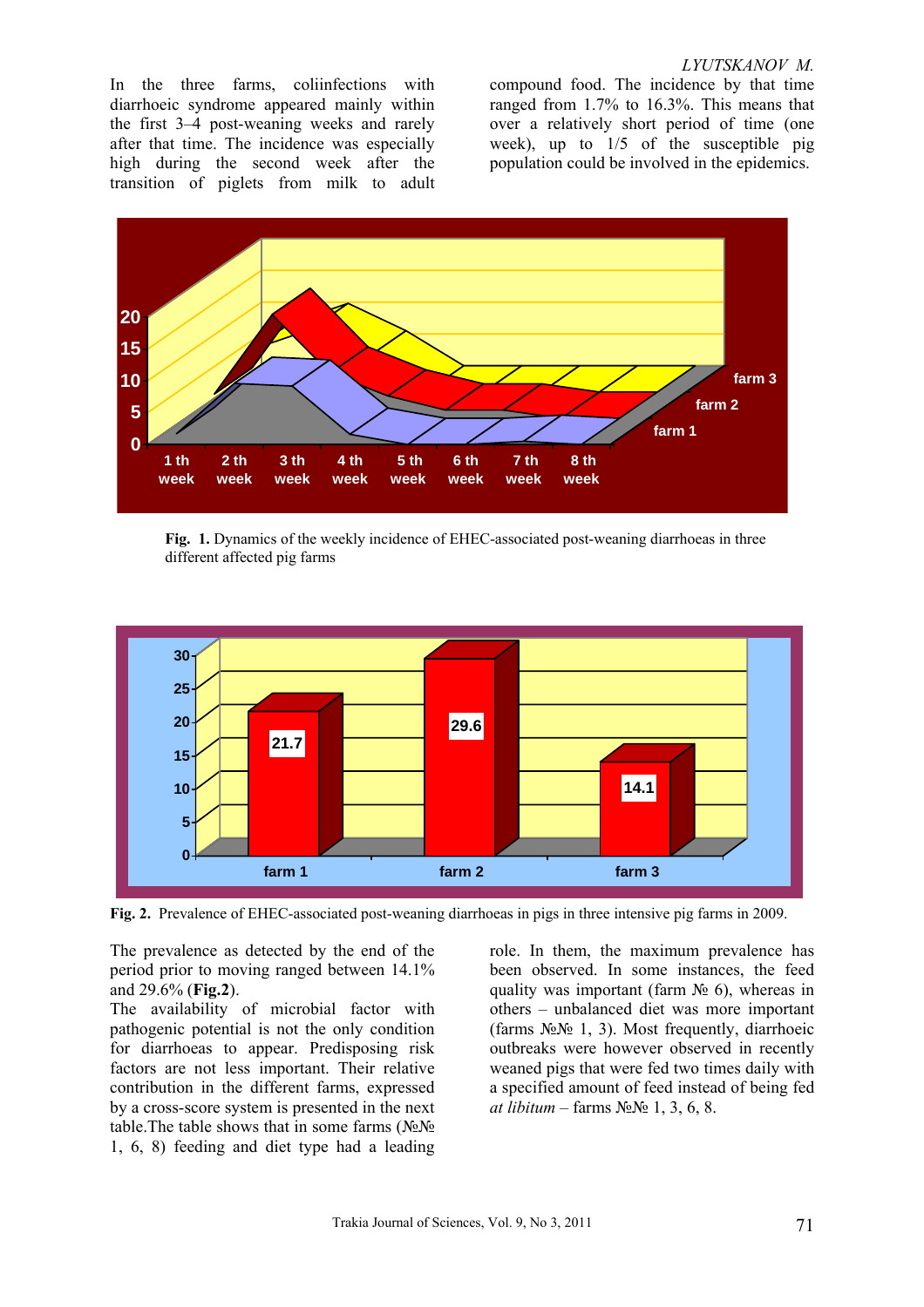In the three farms, coliinfections with diarrhoeic syndrome appeared mainly within the first 3–4 post-weaning weeks and rarely after that time. The incidence was especially high during the second week after the transition of piglets from milk to adult compound food. The incidence by that time ranged from 1.7% to 16.3%. This means that over a relatively short period of time (one week), up to 1/5 of the susceptible pig population could be involved in the epidemics.

**Fig. 1.** Dynamics of the weekly incidence of EHEC-associated post-weaning diarrhoeas in three different affected pig farms

**Fig. 2.** Prevalence of EHEC-associated post-weaning diarrhoeas in pigs in three intensive pig farms in 2009.

The prevalence as detected by the end of the period prior to moving ranged between 14.1% and 29.6% (**Fig.2**).

The availability of microbial factor with pathogenic potential is not the only condition for diarrhoeas to appear. Predisposing risk factors are not less important. Their relative contribution in the different farms, expressed by a cross-score system is presented in the next table.The table shows that in some farms (№№ 1, 6, 8) feeding and diet type had a leading role. In them, the maximum prevalence has been observed. In some instances, the feed quality was important (farm № 6), whereas in others – unbalanced diet was more important (farms №№ 1, 3). Most frequently, diarrhoeic outbreaks were however observed in recently weaned pigs that were fed two times daily with a specified amount of feed instead of being fed *at libitum* – farms №№ 1, 3, 6, 8.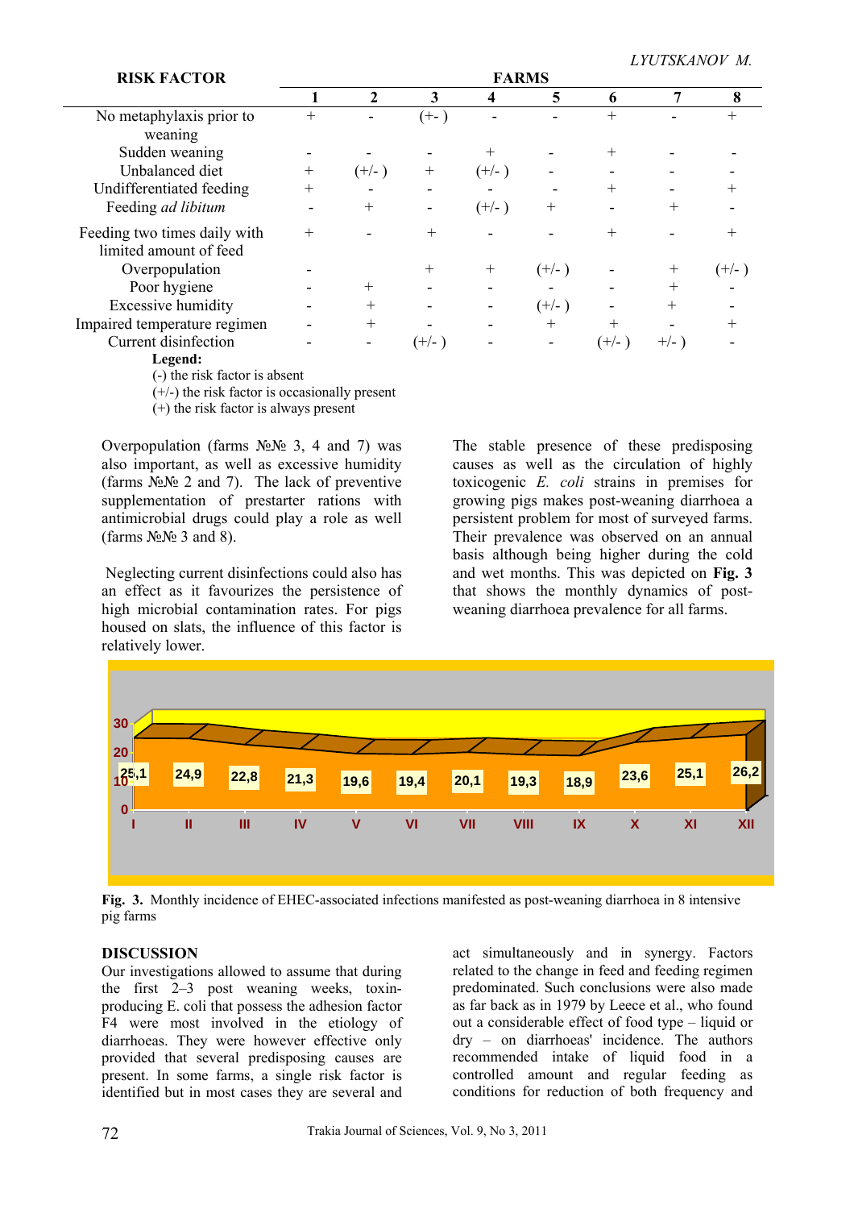| RISK FACTOR | FARMS | | | | | | | |
|---|---|---|---|---|---|---|---|---|
| | 1 | 2 | 3 | 4 | 5 | 6 | 7 | 8 |
| No metaphylaxis prior to weaning | + | - | (+- ) | - | - | + | - | + |
| Sudden weaning | - | - | - | + | - | + | - | - |
| Unbalanced diet | + | (+/- ) | + | (+/- ) | - | - | - | - |
| Undifferentiated feeding | + | - | - | - | - | + | - | + |
| Feeding *ad libitum* | - | + | - | (+/- ) | + | - | + | - |
| Feeding two times daily with limited amount of feed | + | - | + | - | - | + | - | + |
| Overpopulation | - | | + | + | (+/- ) | - | + | (+/- ) |
| Poor hygiene | - | + | - | - | - | - | + | - |
| Excessive humidity | - | + | - | - | (+/- ) | - | + | - |
| Impaired temperature regimen | - | + | - | - | + | + | - | + |
| Current disinfection | - | - | (+/- ) | - | - | (+/- ) | +/- ) | - |

**Legend:**
(-) the risk factor is absent
(+/-) the risk factor is occasionally present
(+) the risk factor is always present

Overpopulation (farms №№ 3, 4 and 7) was also important, as well as excessive humidity (farms №№ 2 and 7). The lack of preventive supplementation of prestarter rations with antimicrobial drugs could play a role as well (farms №№ 3 and 8).

Neglecting current disinfections could also has an effect as it favourizes the persistence of high microbial contamination rates. For pigs housed on slats, the influence of this factor is relatively lower.

The stable presence of these predisposing causes as well as the circulation of highly toxicogenic *E. coli* strains in premises for growing pigs makes post-weaning diarrhoea a persistent problem for most of surveyed farms. Their prevalence was observed on an annual basis although being higher during the cold and wet months. This was depicted on **Fig. 3** that shows the monthly dynamics of post-weaning diarrhoea prevalence for all farms.

| Month | I | II | III | IV | V | VI | VII | VIII | IX | X | XI | XII |
|---|---|---|---|---|---|---|---|---|---|---|---|---|
| Incidence | 25,1 | 24,9 | 22,8 | 21,3 | 19,6 | 19,4 | 20,1 | 19,3 | 18,9 | 23,6 | 25,1 | 26,2 |

**Fig. 3.** Monthly incidence of EHEC-associated infections manifested as post-weaning diarrhoea in 8 intensive pig farms

## DISCUSSION

Our investigations allowed to assume that during the first 2–3 post weaning weeks, toxin-producing E. coli that possess the adhesion factor F4 were most involved in the etiology of diarrhoeas. They were however effective only provided that several predisposing causes are present. In some farms, a single risk factor is identified but in most cases they are several and act simultaneously and in synergy. Factors related to the change in feed and feeding regimen predominated. Such conclusions were also made as far back as in 1979 by Leece et al., who found out a considerable effect of food type – liquid or dry – on diarrhoeas' incidence. The authors recommended intake of liquid food in a controlled amount and regular feeding as conditions for reduction of both frequency and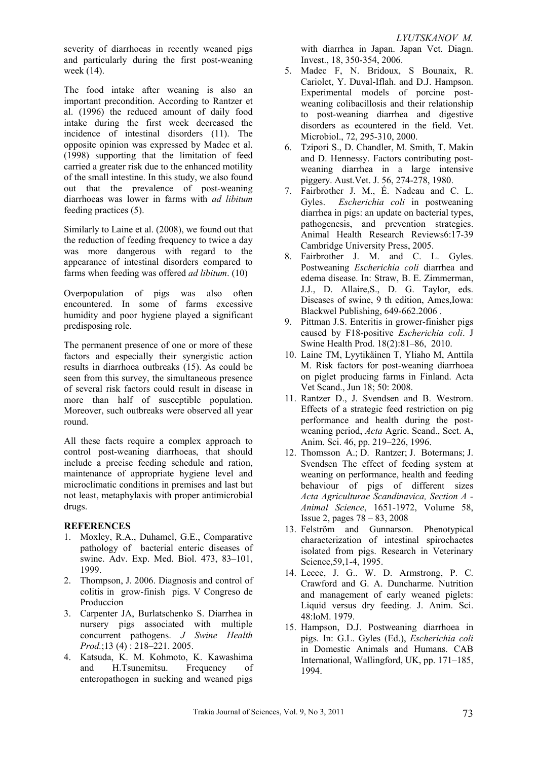severity of diarrhoeas in recently weaned pigs and particularly during the first post-weaning week (14).

The food intake after weaning is also an important precondition. According to Rantzer et al. (1996) the reduced amount of daily food intake during the first week decreased the incidence of intestinal disorders (11). The opposite opinion was expressed by Madec et al. (1998) supporting that the limitation of feed carried a greater risk due to the enhanced motility of the small intestine. In this study, we also found out that the prevalence of post-weaning diarrhoeas was lower in farms with *ad libitum* feeding practices (5).

Similarly to Laine et al. (2008), we found out that the reduction of feeding frequency to twice a day was more dangerous with regard to the appearance of intestinal disorders compared to farms when feeding was offered *ad libitum*. (10)

Overpopulation of pigs was also often encountered. In some of farms excessive humidity and poor hygiene played a significant predisposing role.

The permanent presence of one or more of these factors and especially their synergistic action results in diarrhoea outbreaks (15). As could be seen from this survey, the simultaneous presence of several risk factors could result in disease in more than half of susceptible population. Moreover, such outbreaks were observed all year round.

All these facts require a complex approach to control post-weaning diarrhoeas, that should include a precise feeding schedule and ration, maintenance of appropriate hygiene level and microclimatic conditions in premises and last but not least, metaphylaxis with proper antimicrobial drugs.

## REFERENCES

1. Moxley, R.A., Duhamel, G.E., Comparative pathology of bacterial enteric diseases of swine. Adv. Exp. Med. Biol. 473, 83–101, 1999.
2. Thompson, J. 2006. Diagnosis and control of colitis in grow-finish pigs. V Congreso de Produccion
3. Carpenter JA, Burlatschenko S. Diarrhea in nursery pigs associated with multiple concurrent pathogens. *J Swine Health Prod.*;13 (4) : 218–221. 2005.
4. Katsuda, K. M. Kohmoto, K. Kawashima and H.Tsunemitsu. Frequency of enteropathogen in sucking and weaned pigs with diarrhea in Japan. Japan Vet. Diagn. Invest., 18, 350-354, 2006.
5. Madec F, N. Bridoux, S Bounaix, R. Cariolet, Y. Duval-Iflah. and D.J. Hampson. Experimental models of porcine post-weaning colibacillosis and their relationship to post-weaning diarrhea and digestive disorders as ecountered in the field. Vet. Microbiol., 72, 295-310, 2000.
6. Tzipori S., D. Chandler, M. Smith, T. Makin and D. Hennessy. Factors contributing post-weaning diarrhea in a large intensive piggery. Aust.Vet. J. 56, 274-278, 1980.
7. Fairbrother J. M., É. Nadeau and C. L. Gyles. *Escherichia coli* in postweaning diarrhea in pigs: an update on bacterial types, pathogenesis, and prevention strategies. Animal Health Research Reviews6:17-39 Cambridge University Press, 2005.
8. Fairbrother J. M. and C. L. Gyles. Postweaning *Escherichia coli* diarrhea and edema disease. In: Straw, B. E. Zimmerman, J.J., D. Allaire,S., D. G. Taylor, eds. Diseases of swine, 9 th edition, Ames,Iowa: Blackwel Publishing, 649-662.2006 .
9. Pittman J.S. Enteritis in grower-finisher pigs caused by F18-positive *Escherichia coli*. J Swine Health Prod. 18(2):81–86, 2010.
10. Laine TM, Lyytikäinen T, Yliaho M, Anttila M. Risk factors for post-weaning diarrhoea on piglet producing farms in Finland. Acta Vet Scand., Jun 18; 50: 2008.
11. Rantzer D., J. Svendsen and B. Westrom. Effects of a strategic feed restriction on pig performance and health during the post-weaning period, *Acta* Agric. Scand., Sect. A, Anim. Sci. 46, pp. 219–226, 1996.
12. Thomsson A.; D. Rantzer; J. Botermans; J. Svendsen The effect of feeding system at weaning on performance, health and feeding behaviour of pigs of different sizes *Acta Agriculturae Scandinavica, Section A - Animal Science*, 1651-1972, Volume 58, Issue 2, pages 78 – 83, 2008
13. Felström and Gunnarson. Phenotypical characterization of intestinal spirochaetes isolated from pigs. Research in Veterinary Science,59,1-4, 1995.
14. Lecce, J. G.. W. D. Armstrong, P. C. Crawford and G. A. Duncharme. Nutrition and management of early weaned piglets: Liquid versus dry feeding. J. Anim. Sci. 48:loM. 1979.
15. Hampson, D.J. Postweaning diarrhoea in pigs. In: G.L. Gyles (Ed.), *Escherichia coli* in Domestic Animals and Humans. CAB International, Wallingford, UK, pp. 171–185, 1994.